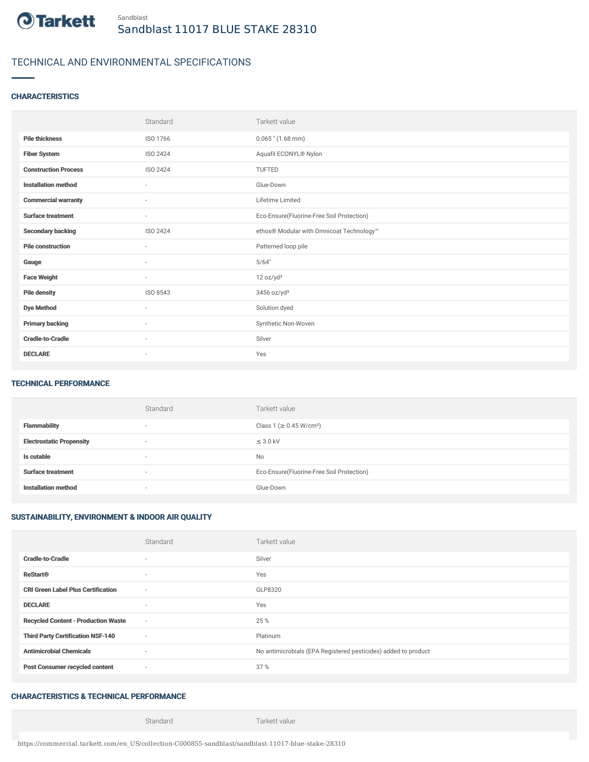Sandblast

# Sandblast 11017 BLUE STAKE 28310

## TECHNICAL AND ENVIRONMENTAL SPECIFICATIONS

### CHARACTERISTICS

| | Standard | Tarkett value |
|---|---|---|
| **Pile thickness** | ISO 1766 | 0.065 " (1.68 mm) |
| **Fiber System** | ISO 2424 | Aquafil ECONYL® Nylon |
| **Construction Process** | ISO 2424 | TUFTED |
| **Installation method** | - | Glue-Down |
| **Commercial warranty** | - | Lifetime Limited |
| **Surface treatment** | - | Eco-Ensure(Fluorine-Free Soil Protection) |
| **Secondary backing** | ISO 2424 | ethos® Modular with Omnicoat Technology™ |
| **Pile construction** | - | Patterned loop pile |
| **Gauge** | - | 5/64" |
| **Face Weight** | - | 12 oz/yd² |
| **Pile density** | ISO 8543 | 3456 oz/yd³ |
| **Dye Method** | - | Solution dyed |
| **Primary backing** | - | Synthetic Non-Woven |
| **Cradle-to-Cradle** | - | Silver |
| **DECLARE** | - | Yes |

### TECHNICAL PERFORMANCE

| | Standard | Tarkett value |
|---|---|---|
| **Flammability** | - | Class 1 (≥ 0.45 W/cm²) |
| **Electrostatic Propensity** | - | ≤ 3.0 kV |
| **Is cutable** | - | No |
| **Surface treatment** | - | Eco-Ensure(Fluorine-Free Soil Protection) |
| **Installation method** | - | Glue-Down |

### SUSTAINABILITY, ENVIRONMENT & INDOOR AIR QUALITY

| | Standard | Tarkett value |
|---|---|---|
| **Cradle-to-Cradle** | - | Silver |
| **ReStart®** | - | Yes |
| **CRI Green Label Plus Certification** | - | GLP8320 |
| **DECLARE** | - | Yes |
| **Recycled Content - Production Waste** | - | 25 % |
| **Third Party Certification NSF-140** | - | Platinum |
| **Antimicrobial Chemicals** | - | No antimicrobials (EPA Registered pesticides) added to product |
| **Post Consumer recycled content** | - | 37 % |

### CHARACTERISTICS & TECHNICAL PERFORMANCE

| | Standard | Tarkett value |
|---|---|---|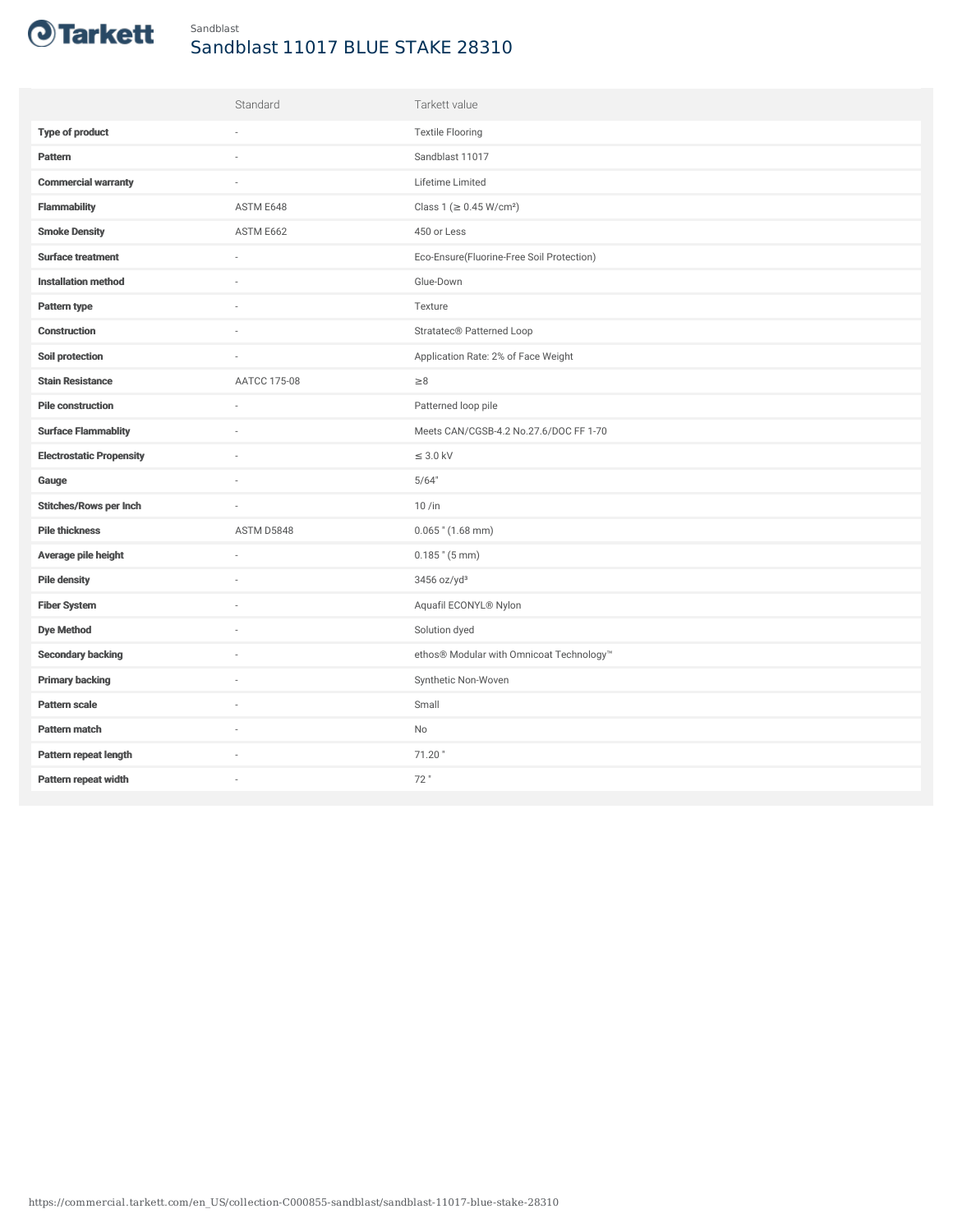Sandblast

# Sandblast 11017 BLUE STAKE 28310

| | Standard | Tarkett value |
|---|---|---|
| **Type of product** | - | Textile Flooring |
| **Pattern** | - | Sandblast 11017 |
| **Commercial warranty** | - | Lifetime Limited |
| **Flammability** | ASTM E648 | Class 1 (≥ 0.45 W/cm²) |
| **Smoke Density** | ASTM E662 | 450 or Less |
| **Surface treatment** | - | Eco-Ensure(Fluorine-Free Soil Protection) |
| **Installation method** | - | Glue-Down |
| **Pattern type** | - | Texture |
| **Construction** | - | Stratatec® Patterned Loop |
| **Soil protection** | - | Application Rate: 2% of Face Weight |
| **Stain Resistance** | AATCC 175-08 | ≥8 |
| **Pile construction** | - | Patterned loop pile |
| **Surface Flammablity** | - | Meets CAN/CGSB-4.2 No.27.6/DOC FF 1-70 |
| **Electrostatic Propensity** | - | ≤ 3.0 kV |
| **Gauge** | - | 5/64" |
| **Stitches/Rows per Inch** | - | 10 /in |
| **Pile thickness** | ASTM D5848 | 0.065 " (1.68 mm) |
| **Average pile height** | - | 0.185 " (5 mm) |
| **Pile density** | - | 3456 oz/yd³ |
| **Fiber System** | - | Aquafil ECONYL® Nylon |
| **Dye Method** | - | Solution dyed |
| **Secondary backing** | - | ethos® Modular with Omnicoat Technology™ |
| **Primary backing** | - | Synthetic Non-Woven |
| **Pattern scale** | - | Small |
| **Pattern match** | - | No |
| **Pattern repeat length** | - | 71.20 " |
| **Pattern repeat width** | - | 72 " |